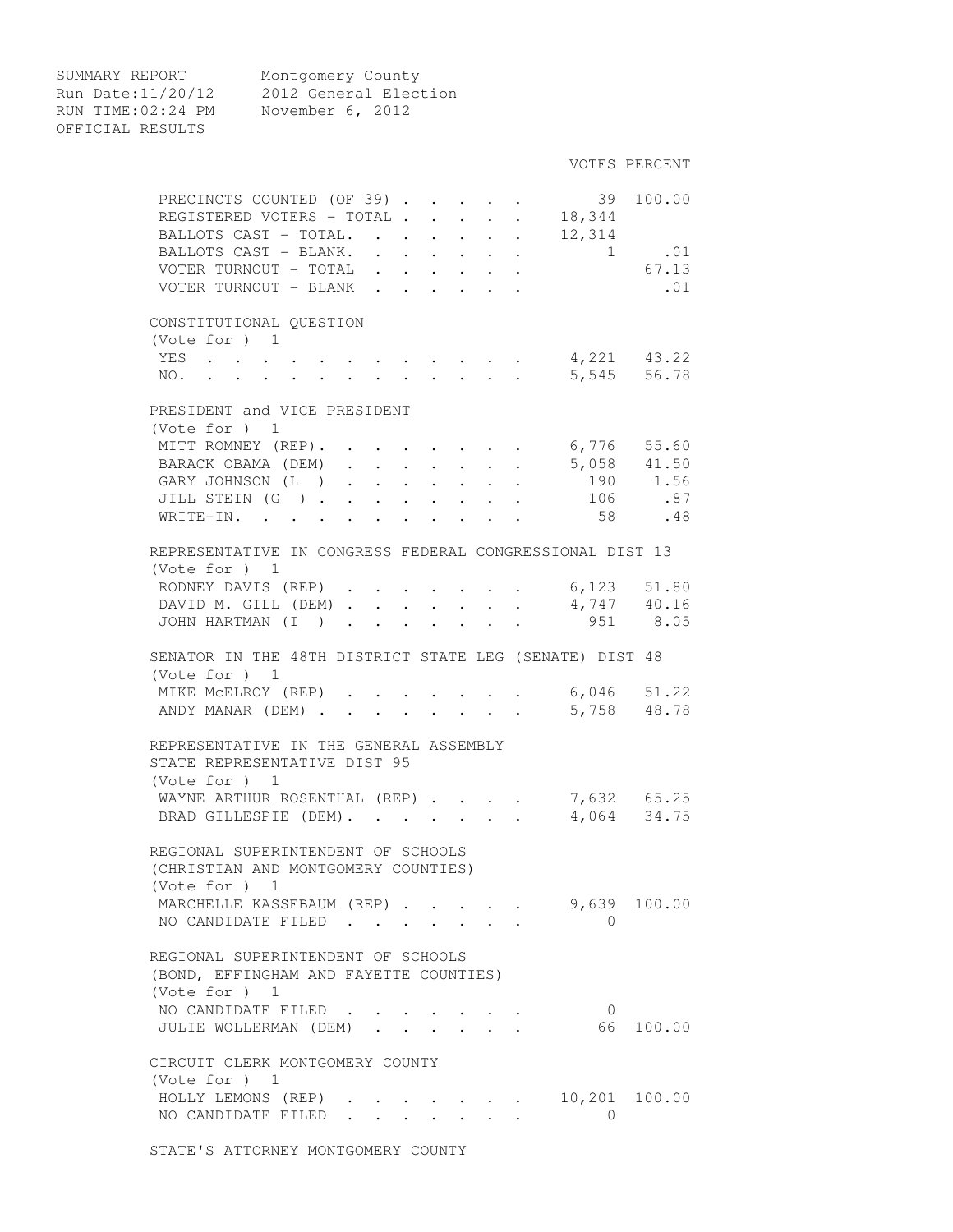SUMMARY REPORT Montgomery County
Run Date:11/20/12 2012 General Election
RUN TIME:02:24 PM November 6, 2012
OFFICIAL RESULTS

| | VOTES | PERCENT |
|---|---|---|
| PRECINCTS COUNTED (OF 39) | 39 | 100.00 |
| REGISTERED VOTERS - TOTAL | 18,344 | |
| BALLOTS CAST - TOTAL. | 12,314 | |
| BALLOTS CAST - BLANK. | 1 | .01 |
| VOTER TURNOUT - TOTAL | | 67.13 |
| VOTER TURNOUT - BLANK | | .01 |

CONSTITUTIONAL QUESTION
(Vote for ) 1

| | VOTES | PERCENT |
|---|---|---|
| YES | 4,221 | 43.22 |
| NO. | 5,545 | 56.78 |

PRESIDENT and VICE PRESIDENT
(Vote for ) 1

| | VOTES | PERCENT |
|---|---|---|
| MITT ROMNEY (REP). | 6,776 | 55.60 |
| BARACK OBAMA (DEM) | 5,058 | 41.50 |
| GARY JOHNSON (L ) | 190 | 1.56 |
| JILL STEIN (G ) | 106 | .87 |
| WRITE-IN. | 58 | .48 |

REPRESENTATIVE IN CONGRESS FEDERAL CONGRESSIONAL DIST 13
(Vote for ) 1

| | VOTES | PERCENT |
|---|---|---|
| RODNEY DAVIS (REP) | 6,123 | 51.80 |
| DAVID M. GILL (DEM) | 4,747 | 40.16 |
| JOHN HARTMAN (I ) | 951 | 8.05 |

SENATOR IN THE 48TH DISTRICT STATE LEG (SENATE) DIST 48
(Vote for ) 1

| | VOTES | PERCENT |
|---|---|---|
| MIKE McELROY (REP) | 6,046 | 51.22 |
| ANDY MANAR (DEM) | 5,758 | 48.78 |

REPRESENTATIVE IN THE GENERAL ASSEMBLY
STATE REPRESENTATIVE DIST 95
(Vote for ) 1

| | VOTES | PERCENT |
|---|---|---|
| WAYNE ARTHUR ROSENTHAL (REP) | 7,632 | 65.25 |
| BRAD GILLESPIE (DEM). | 4,064 | 34.75 |

REGIONAL SUPERINTENDENT OF SCHOOLS
(CHRISTIAN AND MONTGOMERY COUNTIES)
(Vote for ) 1

| | VOTES | PERCENT |
|---|---|---|
| MARCHELLE KASSEBAUM (REP) | 9,639 | 100.00 |
| NO CANDIDATE FILED | 0 | |

REGIONAL SUPERINTENDENT OF SCHOOLS
(BOND, EFFINGHAM AND FAYETTE COUNTIES)
(Vote for ) 1

| | VOTES | PERCENT |
|---|---|---|
| NO CANDIDATE FILED | 0 | |
| JULIE WOLLERMAN (DEM) | 66 | 100.00 |

CIRCUIT CLERK MONTGOMERY COUNTY
(Vote for ) 1

| | VOTES | PERCENT |
|---|---|---|
| HOLLY LEMONS (REP) | 10,201 | 100.00 |
| NO CANDIDATE FILED | 0 | |

STATE'S ATTORNEY MONTGOMERY COUNTY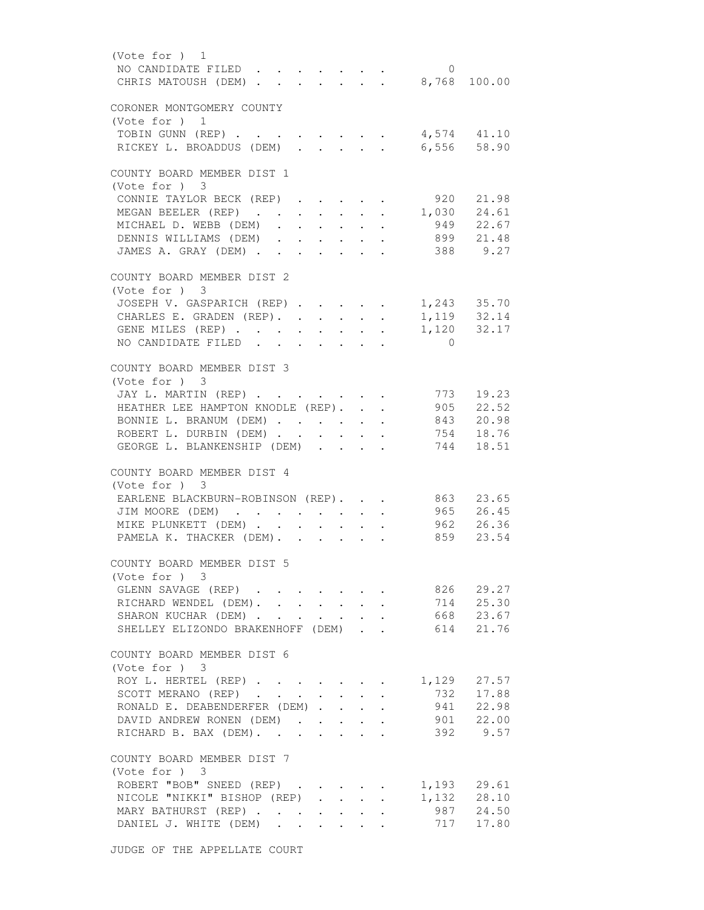(Vote for ) 1

| Candidate | Votes | Percent |
|---|---|---|
| NO CANDIDATE FILED | 0 | |
| CHRIS MATOUSH (DEM) | 8,768 | 100.00 |

CORONER MONTGOMERY COUNTY

(Vote for ) 1

| Candidate | Votes | Percent |
|---|---|---|
| TOBIN GUNN (REP) | 4,574 | 41.10 |
| RICKEY L. BROADDUS (DEM) | 6,556 | 58.90 |

COUNTY BOARD MEMBER DIST 1

(Vote for ) 3

| Candidate | Votes | Percent |
|---|---|---|
| CONNIE TAYLOR BECK (REP) | 920 | 21.98 |
| MEGAN BEELER (REP) | 1,030 | 24.61 |
| MICHAEL D. WEBB (DEM) | 949 | 22.67 |
| DENNIS WILLIAMS (DEM) | 899 | 21.48 |
| JAMES A. GRAY (DEM) | 388 | 9.27 |

COUNTY BOARD MEMBER DIST 2

(Vote for ) 3

| Candidate | Votes | Percent |
|---|---|---|
| JOSEPH V. GASPARICH (REP) | 1,243 | 35.70 |
| CHARLES E. GRADEN (REP) | 1,119 | 32.14 |
| GENE MILES (REP) | 1,120 | 32.17 |
| NO CANDIDATE FILED | 0 | |

COUNTY BOARD MEMBER DIST 3

(Vote for ) 3

| Candidate | Votes | Percent |
|---|---|---|
| JAY L. MARTIN (REP) | 773 | 19.23 |
| HEATHER LEE HAMPTON KNODLE (REP) | 905 | 22.52 |
| BONNIE L. BRANUM (DEM) | 843 | 20.98 |
| ROBERT L. DURBIN (DEM) | 754 | 18.76 |
| GEORGE L. BLANKENSHIP (DEM) | 744 | 18.51 |

COUNTY BOARD MEMBER DIST 4

(Vote for ) 3

| Candidate | Votes | Percent |
|---|---|---|
| EARLENE BLACKBURN-ROBINSON (REP) | 863 | 23.65 |
| JIM MOORE (DEM) | 965 | 26.45 |
| MIKE PLUNKETT (DEM) | 962 | 26.36 |
| PAMELA K. THACKER (DEM) | 859 | 23.54 |

COUNTY BOARD MEMBER DIST 5

(Vote for ) 3

| Candidate | Votes | Percent |
|---|---|---|
| GLENN SAVAGE (REP) | 826 | 29.27 |
| RICHARD WENDEL (DEM) | 714 | 25.30 |
| SHARON KUCHAR (DEM) | 668 | 23.67 |
| SHELLEY ELIZONDO BRAKENHOFF (DEM) | 614 | 21.76 |

COUNTY BOARD MEMBER DIST 6

(Vote for ) 3

| Candidate | Votes | Percent |
|---|---|---|
| ROY L. HERTEL (REP) | 1,129 | 27.57 |
| SCOTT MERANO (REP) | 732 | 17.88 |
| RONALD E. DEABENDERFER (DEM) | 941 | 22.98 |
| DAVID ANDREW RONEN (DEM) | 901 | 22.00 |
| RICHARD B. BAX (DEM) | 392 | 9.57 |

COUNTY BOARD MEMBER DIST 7

(Vote for ) 3

| Candidate | Votes | Percent |
|---|---|---|
| ROBERT "BOB" SNEED (REP) | 1,193 | 29.61 |
| NICOLE "NIKKI" BISHOP (REP) | 1,132 | 28.10 |
| MARY BATHURST (REP) | 987 | 24.50 |
| DANIEL J. WHITE (DEM) | 717 | 17.80 |

JUDGE OF THE APPELLATE COURT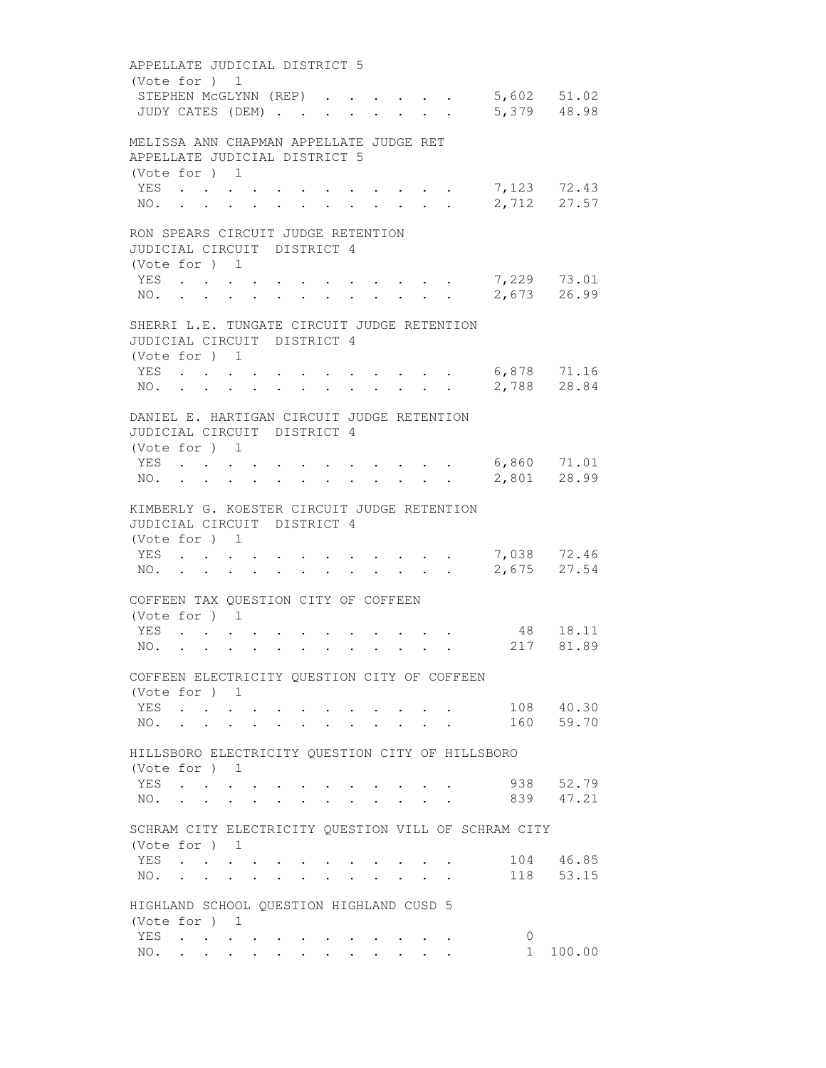APPELLATE JUDICIAL DISTRICT 5
(Vote for ) 1

| | | |
|---|---|---|
| STEPHEN McGLYNN (REP) | 5,602 | 51.02 |
| JUDY CATES (DEM) | 5,379 | 48.98 |

MELISSA ANN CHAPMAN APPELLATE JUDGE RET
APPELLATE JUDICIAL DISTRICT 5
(Vote for ) 1

| | | |
|---|---|---|
| YES | 7,123 | 72.43 |
| NO. | 2,712 | 27.57 |

RON SPEARS CIRCUIT JUDGE RETENTION
JUDICIAL CIRCUIT DISTRICT 4
(Vote for ) 1

| | | |
|---|---|---|
| YES | 7,229 | 73.01 |
| NO. | 2,673 | 26.99 |

SHERRI L.E. TUNGATE CIRCUIT JUDGE RETENTION
JUDICIAL CIRCUIT DISTRICT 4
(Vote for ) 1

| | | |
|---|---|---|
| YES | 6,878 | 71.16 |
| NO. | 2,788 | 28.84 |

DANIEL E. HARTIGAN CIRCUIT JUDGE RETENTION
JUDICIAL CIRCUIT DISTRICT 4
(Vote for ) 1

| | | |
|---|---|---|
| YES | 6,860 | 71.01 |
| NO. | 2,801 | 28.99 |

KIMBERLY G. KOESTER CIRCUIT JUDGE RETENTION
JUDICIAL CIRCUIT DISTRICT 4
(Vote for ) 1

| | | |
|---|---|---|
| YES | 7,038 | 72.46 |
| NO. | 2,675 | 27.54 |

COFFEEN TAX QUESTION CITY OF COFFEEN
(Vote for ) 1

| | | |
|---|---|---|
| YES | 48 | 18.11 |
| NO. | 217 | 81.89 |

COFFEEN ELECTRICITY QUESTION CITY OF COFFEEN
(Vote for ) 1

| | | |
|---|---|---|
| YES | 108 | 40.30 |
| NO. | 160 | 59.70 |

HILLSBORO ELECTRICITY QUESTION CITY OF HILLSBORO
(Vote for ) 1

| | | |
|---|---|---|
| YES | 938 | 52.79 |
| NO. | 839 | 47.21 |

SCHRAM CITY ELECTRICITY QUESTION VILL OF SCHRAM CITY
(Vote for ) 1

| | | |
|---|---|---|
| YES | 104 | 46.85 |
| NO. | 118 | 53.15 |

HIGHLAND SCHOOL QUESTION HIGHLAND CUSD 5
(Vote for ) 1

| | | |
|---|---|---|
| YES | 0 | |
| NO. | 1 | 100.00 |